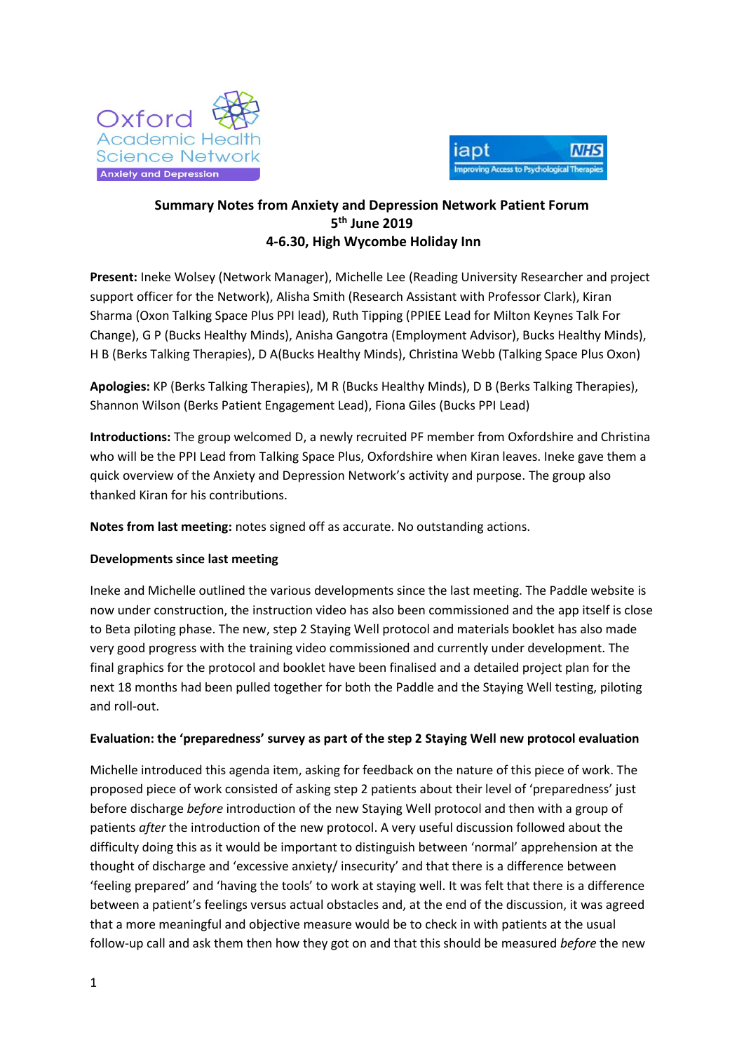# Summary Notes from Anxiety and Depression Network Patient Forum
## 5th June 2019
## 4-6.30, High Wycombe Holiday Inn

**Present:** Ineke Wolsey (Network Manager), Michelle Lee (Reading University Researcher and project support officer for the Network), Alisha Smith (Research Assistant with Professor Clark), Kiran Sharma (Oxon Talking Space Plus PPI lead), Ruth Tipping (PPIEE Lead for Milton Keynes Talk For Change), G P (Bucks Healthy Minds), Anisha Gangotra (Employment Advisor), Bucks Healthy Minds), H B (Berks Talking Therapies), D A(Bucks Healthy Minds), Christina Webb (Talking Space Plus Oxon)

**Apologies:** KP (Berks Talking Therapies), M R (Bucks Healthy Minds), D B (Berks Talking Therapies), Shannon Wilson (Berks Patient Engagement Lead), Fiona Giles (Bucks PPI Lead)

**Introductions:** The group welcomed D, a newly recruited PF member from Oxfordshire and Christina who will be the PPI Lead from Talking Space Plus, Oxfordshire when Kiran leaves. Ineke gave them a quick overview of the Anxiety and Depression Network's activity and purpose. The group also thanked Kiran for his contributions.

**Notes from last meeting:** notes signed off as accurate. No outstanding actions.

**Developments since last meeting**

Ineke and Michelle outlined the various developments since the last meeting. The Paddle website is now under construction, the instruction video has also been commissioned and the app itself is close to Beta piloting phase. The new, step 2 Staying Well protocol and materials booklet has also made very good progress with the training video commissioned and currently under development. The final graphics for the protocol and booklet have been finalised and a detailed project plan for the next 18 months had been pulled together for both the Paddle and the Staying Well testing, piloting and roll-out.

**Evaluation: the 'preparedness' survey as part of the step 2 Staying Well new protocol evaluation**

Michelle introduced this agenda item, asking for feedback on the nature of this piece of work. The proposed piece of work consisted of asking step 2 patients about their level of 'preparedness' just before discharge *before* introduction of the new Staying Well protocol and then with a group of patients *after* the introduction of the new protocol. A very useful discussion followed about the difficulty doing this as it would be important to distinguish between 'normal' apprehension at the thought of discharge and 'excessive anxiety/ insecurity' and that there is a difference between 'feeling prepared' and 'having the tools' to work at staying well. It was felt that there is a difference between a patient's feelings versus actual obstacles and, at the end of the discussion, it was agreed that a more meaningful and objective measure would be to check in with patients at the usual follow-up call and ask them then how they got on and that this should be measured *before* the new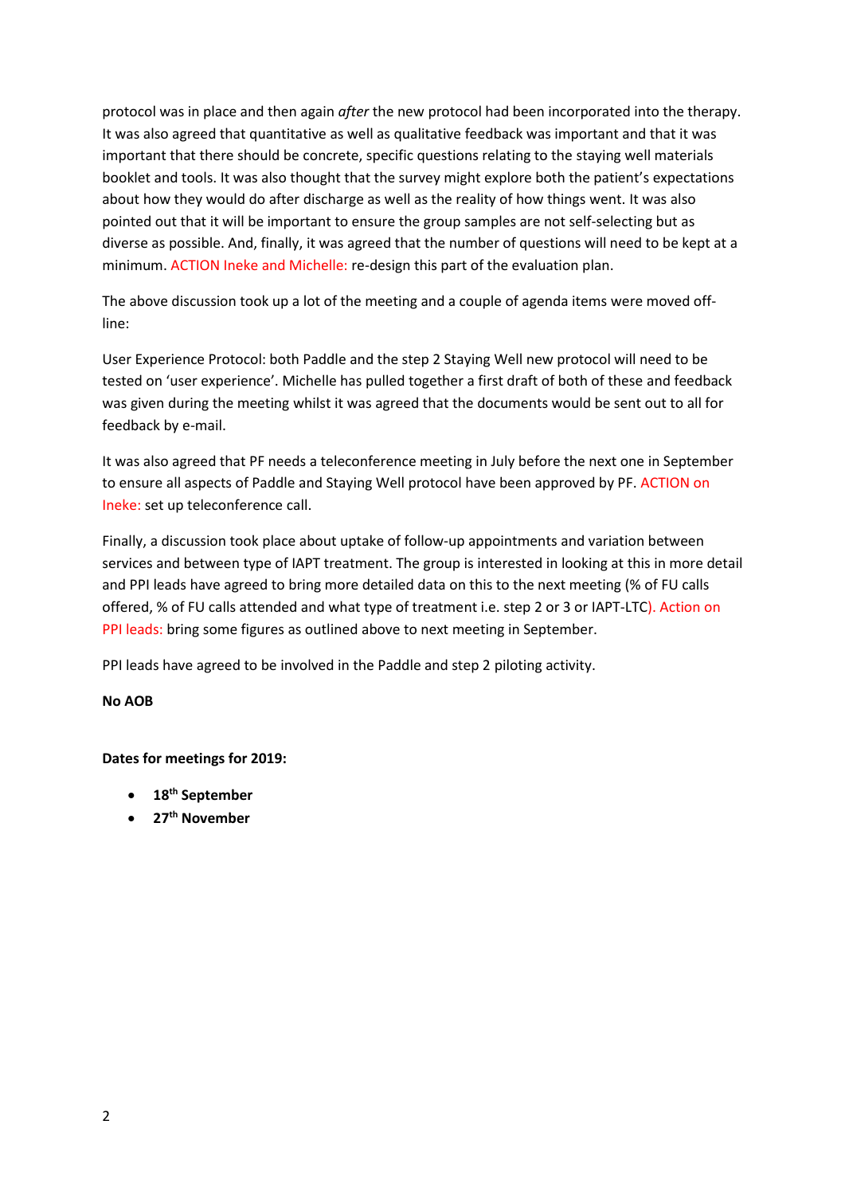protocol was in place and then again *after* the new protocol had been incorporated into the therapy. It was also agreed that quantitative as well as qualitative feedback was important and that it was important that there should be concrete, specific questions relating to the staying well materials booklet and tools. It was also thought that the survey might explore both the patient's expectations about how they would do after discharge as well as the reality of how things went. It was also pointed out that it will be important to ensure the group samples are not self-selecting but as diverse as possible. And, finally, it was agreed that the number of questions will need to be kept at a minimum. ACTION Ineke and Michelle: re-design this part of the evaluation plan.

The above discussion took up a lot of the meeting and a couple of agenda items were moved off-line:

User Experience Protocol: both Paddle and the step 2 Staying Well new protocol will need to be tested on 'user experience'. Michelle has pulled together a first draft of both of these and feedback was given during the meeting whilst it was agreed that the documents would be sent out to all for feedback by e-mail.

It was also agreed that PF needs a teleconference meeting in July before the next one in September to ensure all aspects of Paddle and Staying Well protocol have been approved by PF. ACTION on Ineke: set up teleconference call.

Finally, a discussion took place about uptake of follow-up appointments and variation between services and between type of IAPT treatment. The group is interested in looking at this in more detail and PPI leads have agreed to bring more detailed data on this to the next meeting (% of FU calls offered, % of FU calls attended and what type of treatment i.e. step 2 or 3 or IAPT-LTC). Action on PPI leads: bring some figures as outlined above to next meeting in September.

PPI leads have agreed to be involved in the Paddle and step 2 piloting activity.

**No AOB**

**Dates for meetings for 2019:**

- **18th September**
- **27th November**